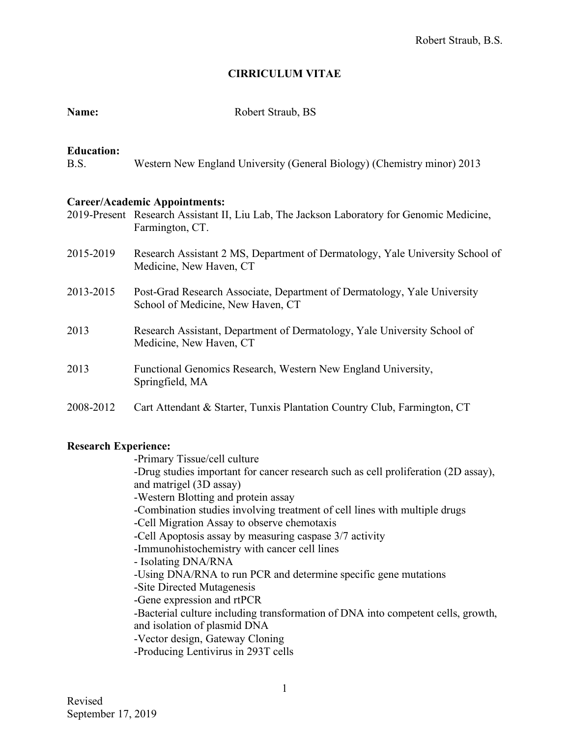# CIRRICULUM VITAE

**Name:** Robert Straub, BS

**Education:**

B.S. Western New England University (General Biology) (Chemistry minor) 2013

**Career/Academic Appointments:**

2019-Present Research Assistant II, Liu Lab, The Jackson Laboratory for Genomic Medicine, Farmington, CT.

2015-2019 Research Assistant 2 MS, Department of Dermatology, Yale University School of Medicine, New Haven, CT

2013-2015 Post-Grad Research Associate, Department of Dermatology, Yale University School of Medicine, New Haven, CT

2013 Research Assistant, Department of Dermatology, Yale University School of Medicine, New Haven, CT

2013 Functional Genomics Research, Western New England University, Springfield, MA

2008-2012 Cart Attendant & Starter, Tunxis Plantation Country Club, Farmington, CT

**Research Experience:**

-Primary Tissue/cell culture
-Drug studies important for cancer research such as cell proliferation (2D assay), and matrigel (3D assay)
-Western Blotting and protein assay
-Combination studies involving treatment of cell lines with multiple drugs
-Cell Migration Assay to observe chemotaxis
-Cell Apoptosis assay by measuring caspase 3/7 activity
-Immunohistochemistry with cancer cell lines
- Isolating DNA/RNA
-Using DNA/RNA to run PCR and determine specific gene mutations
-Site Directed Mutagenesis
-Gene expression and rtPCR
-Bacterial culture including transformation of DNA into competent cells, growth, and isolation of plasmid DNA
-Vector design, Gateway Cloning
-Producing Lentivirus in 293T cells

Revised
September 17, 2019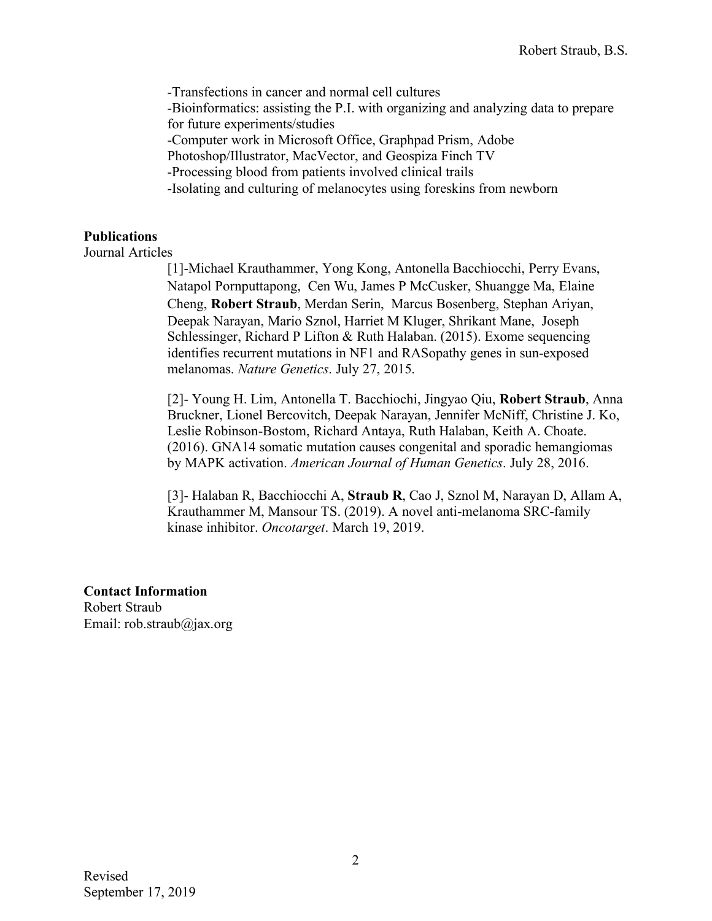-Transfections in cancer and normal cell cultures
-Bioinformatics: assisting the P.I. with organizing and analyzing data to prepare for future experiments/studies
-Computer work in Microsoft Office, Graphpad Prism, Adobe Photoshop/Illustrator, MacVector, and Geospiza Finch TV
-Processing blood from patients involved clinical trails
-Isolating and culturing of melanocytes using foreskins from newborn

**Publications**

Journal Articles

[1]-Michael Krauthammer, Yong Kong, Antonella Bacchiocchi, Perry Evans, Natapol Pornputtapong, Cen Wu, James P McCusker, Shuangge Ma, Elaine Cheng, **Robert Straub**, Merdan Serin, Marcus Bosenberg, Stephan Ariyan, Deepak Narayan, Mario Sznol, Harriet M Kluger, Shrikant Mane, Joseph Schlessinger, Richard P Lifton & Ruth Halaban. (2015). Exome sequencing identifies recurrent mutations in NF1 and RASopathy genes in sun-exposed melanomas. *Nature Genetics*. July 27, 2015.

[2]- Young H. Lim, Antonella T. Bacchiochi, Jingyao Qiu, **Robert Straub**, Anna Bruckner, Lionel Bercovitch, Deepak Narayan, Jennifer McNiff, Christine J. Ko, Leslie Robinson-Bostom, Richard Antaya, Ruth Halaban, Keith A. Choate. (2016). GNA14 somatic mutation causes congenital and sporadic hemangiomas by MAPK activation. *American Journal of Human Genetics*. July 28, 2016.

[3]- Halaban R, Bacchiocchi A, **Straub R**, Cao J, Sznol M, Narayan D, Allam A, Krauthammer M, Mansour TS. (2019). A novel anti-melanoma SRC-family kinase inhibitor. *Oncotarget*. March 19, 2019.

**Contact Information**

Robert Straub
Email: rob.straub@jax.org

Revised
September 17, 2019